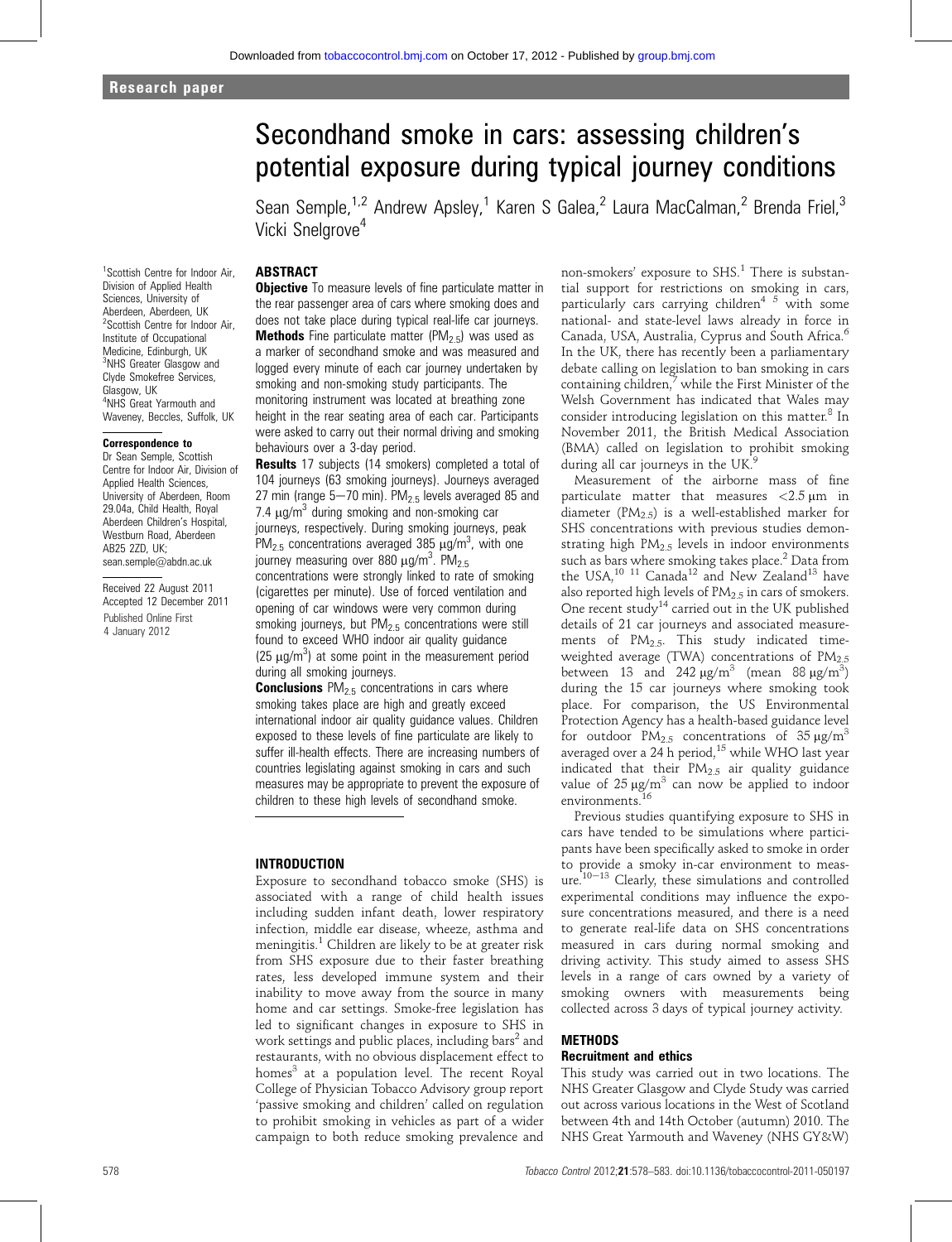Research paper

# Secondhand smoke in cars: assessing children's potential exposure during typical journey conditions

Sean Semple,[1,2] Andrew Apsley,[1] Karen S Galea,[2] Laura MacCalman,[2] Brenda Friel,[3] Vicki Snelgrove[4]

[1]Scottish Centre for Indoor Air, Division of Applied Health Sciences, University of Aberdeen, Aberdeen, UK
[2]Scottish Centre for Indoor Air, Institute of Occupational Medicine, Edinburgh, UK
[3]NHS Greater Glasgow and Clyde Smokefree Services, Glasgow, UK
[4]NHS Great Yarmouth and Waveney, Beccles, Suffolk, UK

**Correspondence to**
Dr Sean Semple, Scottish Centre for Indoor Air, Division of Applied Health Sciences, University of Aberdeen, Room 29.04a, Child Health, Royal Aberdeen Children's Hospital, Westburn Road, Aberdeen AB25 2ZD, UK; sean.semple@abdn.ac.uk

Received 22 August 2011
Accepted 12 December 2011
Published Online First 4 January 2012

## ABSTRACT

**Objective** To measure levels of fine particulate matter in the rear passenger area of cars where smoking does and does not take place during typical real-life car journeys.

**Methods** Fine particulate matter ($PM_{2.5}$) was used as a marker of secondhand smoke and was measured and logged every minute of each car journey undertaken by smoking and non-smoking study participants. The monitoring instrument was located at breathing zone height in the rear seating area of each car. Participants were asked to carry out their normal driving and smoking behaviours over a 3-day period.

**Results** 17 subjects (14 smokers) completed a total of 104 journeys (63 smoking journeys). Journeys averaged 27 min (range 5–70 min). $PM_{2.5}$ levels averaged 85 and 7.4 μg/m$^3$ during smoking and non-smoking car journeys, respectively. During smoking journeys, peak $PM_{2.5}$ concentrations averaged 385 μg/m$^3$, with one journey measuring over 880 μg/m$^3$. $PM_{2.5}$ concentrations were strongly linked to rate of smoking (cigarettes per minute). Use of forced ventilation and opening of car windows were very common during smoking journeys, but $PM_{2.5}$ concentrations were still found to exceed WHO indoor air quality guidance (25 μg/m$^3$) at some point in the measurement period during all smoking journeys.

**Conclusions** $PM_{2.5}$ concentrations in cars where smoking takes place are high and greatly exceed international indoor air quality guidance values. Children exposed to these levels of fine particulate are likely to suffer ill-health effects. There are increasing numbers of countries legislating against smoking in cars and such measures may be appropriate to prevent the exposure of children to these high levels of secondhand smoke.

## INTRODUCTION

Exposure to secondhand tobacco smoke (SHS) is associated with a range of child health issues including sudden infant death, lower respiratory infection, middle ear disease, wheeze, asthma and meningitis.[1] Children are likely to be at greater risk from SHS exposure due to their faster breathing rates, less developed immune system and their inability to move away from the source in many home and car settings. Smoke-free legislation has led to significant changes in exposure to SHS in work settings and public places, including bars[2] and restaurants, with no obvious displacement effect to homes[3] at a population level. The recent Royal College of Physician Tobacco Advisory group report 'passive smoking and children' called on regulation to prohibit smoking in vehicles as part of a wider campaign to both reduce smoking prevalence and non-smokers' exposure to SHS.[1] There is substantial support for restrictions on smoking in cars, particularly cars carrying children[4 5] with some national- and state-level laws already in force in Canada, USA, Australia, Cyprus and South Africa.[6] In the UK, there has recently been a parliamentary debate calling on legislation to ban smoking in cars containing children,[7] while the First Minister of the Welsh Government has indicated that Wales may consider introducing legislation on this matter.[8] In November 2011, the British Medical Association (BMA) called on legislation to prohibit smoking during all car journeys in the UK.[9]

Measurement of the airborne mass of fine particulate matter that measures <2.5 μm in diameter ($PM_{2.5}$) is a well-established marker for SHS concentrations with previous studies demonstrating high $PM_{2.5}$ levels in indoor environments such as bars where smoking takes place.[2] Data from the USA,[10 11] Canada[12] and New Zealand[13] have also reported high levels of $PM_{2.5}$ in cars of smokers. One recent study[14] carried out in the UK published details of 21 car journeys and associated measurements of $PM_{2.5}$. This study indicated time-weighted average (TWA) concentrations of $PM_{2.5}$ between 13 and 242 μg/m$^3$ (mean 88 μg/m$^3$) during the 15 car journeys where smoking took place. For comparison, the US Environmental Protection Agency has a health-based guidance level for outdoor $PM_{2.5}$ concentrations of 35 μg/m$^3$ averaged over a 24 h period,[15] while WHO last year indicated that their $PM_{2.5}$ air quality guidance value of 25 μg/m$^3$ can now be applied to indoor environments.[16]

Previous studies quantifying exposure to SHS in cars have tended to be simulations where participants have been specifically asked to smoke in order to provide a smoky in-car environment to measure.[10–13] Clearly, these simulations and controlled experimental conditions may influence the exposure concentrations measured, and there is a need to generate real-life data on SHS concentrations measured in cars during normal smoking and driving activity. This study aimed to assess SHS levels in a range of cars owned by a variety of smoking owners with measurements being collected across 3 days of typical journey activity.

## METHODS

### Recruitment and ethics

This study was carried out in two locations. The NHS Greater Glasgow and Clyde Study was carried out across various locations in the West of Scotland between 4th and 14th October (autumn) 2010. The NHS Great Yarmouth and Waveney (NHS GY&W)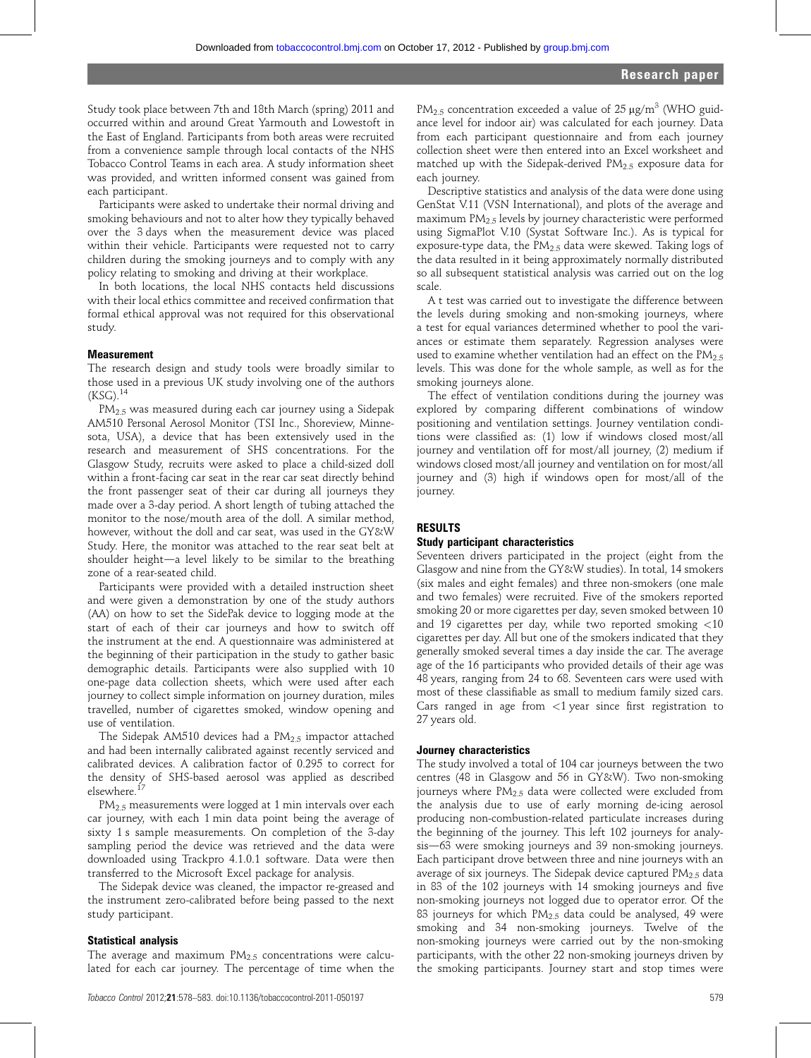Study took place between 7th and 18th March (spring) 2011 and occurred within and around Great Yarmouth and Lowestoft in the East of England. Participants from both areas were recruited from a convenience sample through local contacts of the NHS Tobacco Control Teams in each area. A study information sheet was provided, and written informed consent was gained from each participant.

Participants were asked to undertake their normal driving and smoking behaviours and not to alter how they typically behaved over the 3 days when the measurement device was placed within their vehicle. Participants were requested not to carry children during the smoking journeys and to comply with any policy relating to smoking and driving at their workplace.

In both locations, the local NHS contacts held discussions with their local ethics committee and received confirmation that formal ethical approval was not required for this observational study.

### Measurement

The research design and study tools were broadly similar to those used in a previous UK study involving one of the authors (KSG).[14]

$PM_{2.5}$ was measured during each car journey using a Sidepak AM510 Personal Aerosol Monitor (TSI Inc., Shoreview, Minnesota, USA), a device that has been extensively used in the research and measurement of SHS concentrations. For the Glasgow Study, recruits were asked to place a child-sized doll within a front-facing car seat in the rear car seat directly behind the front passenger seat of their car during all journeys they made over a 3-day period. A short length of tubing attached the monitor to the nose/mouth area of the doll. A similar method, however, without the doll and car seat, was used in the GY&W Study. Here, the monitor was attached to the rear seat belt at shoulder height—a level likely to be similar to the breathing zone of a rear-seated child.

Participants were provided with a detailed instruction sheet and were given a demonstration by one of the study authors (AA) on how to set the SidePak device to logging mode at the start of each of their car journeys and how to switch off the instrument at the end. A questionnaire was administered at the beginning of their participation in the study to gather basic demographic details. Participants were also supplied with 10 one-page data collection sheets, which were used after each journey to collect simple information on journey duration, miles travelled, number of cigarettes smoked, window opening and use of ventilation.

The Sidepak AM510 devices had a $PM_{2.5}$ impactor attached and had been internally calibrated against recently serviced and calibrated devices. A calibration factor of 0.295 to correct for the density of SHS-based aerosol was applied as described elsewhere.[17]

$PM_{2.5}$ measurements were logged at 1 min intervals over each car journey, with each 1 min data point being the average of sixty 1 s sample measurements. On completion of the 3-day sampling period the device was retrieved and the data were downloaded using Trackpro 4.1.0.1 software. Data were then transferred to the Microsoft Excel package for analysis.

The Sidepak device was cleaned, the impactor re-greased and the instrument zero-calibrated before being passed to the next study participant.

### Statistical analysis

The average and maximum $PM_{2.5}$ concentrations were calculated for each car journey. The percentage of time when the $PM_{2.5}$ concentration exceeded a value of 25 μg/m$^3$ (WHO guidance level for indoor air) was calculated for each journey. Data from each participant questionnaire and from each journey collection sheet were then entered into an Excel worksheet and matched up with the Sidepak-derived $PM_{2.5}$ exposure data for each journey.

Descriptive statistics and analysis of the data were done using GenStat V.11 (VSN International), and plots of the average and maximum $PM_{2.5}$ levels by journey characteristic were performed using SigmaPlot V.10 (Systat Software Inc.). As is typical for exposure-type data, the $PM_{2.5}$ data were skewed. Taking logs of the data resulted in it being approximately normally distributed so all subsequent statistical analysis was carried out on the log scale.

A t test was carried out to investigate the difference between the levels during smoking and non-smoking journeys, where a test for equal variances determined whether to pool the variances or estimate them separately. Regression analyses were used to examine whether ventilation had an effect on the $PM_{2.5}$ levels. This was done for the whole sample, as well as for the smoking journeys alone.

The effect of ventilation conditions during the journey was explored by comparing different combinations of window positioning and ventilation settings. Journey ventilation conditions were classified as: (1) low if windows closed most/all journey and ventilation off for most/all journey, (2) medium if windows closed most/all journey and ventilation on for most/all journey and (3) high if windows open for most/all of the journey.

## RESULTS

### Study participant characteristics

Seventeen drivers participated in the project (eight from the Glasgow and nine from the GY&W studies). In total, 14 smokers (six males and eight females) and three non-smokers (one male and two females) were recruited. Five of the smokers reported smoking 20 or more cigarettes per day, seven smoked between 10 and 19 cigarettes per day, while two reported smoking <10 cigarettes per day. All but one of the smokers indicated that they generally smoked several times a day inside the car. The average age of the 16 participants who provided details of their age was 48 years, ranging from 24 to 68. Seventeen cars were used with most of these classifiable as small to medium family sized cars. Cars ranged in age from <1 year since first registration to 27 years old.

### Journey characteristics

The study involved a total of 104 car journeys between the two centres (48 in Glasgow and 56 in GY&W). Two non-smoking journeys where $PM_{2.5}$ data were collected were excluded from the analysis due to use of early morning de-icing aerosol producing non-combustion-related particulate increases during the beginning of the journey. This left 102 journeys for analysis—63 were smoking journeys and 39 non-smoking journeys. Each participant drove between three and nine journeys with an average of six journeys. The Sidepak device captured $PM_{2.5}$ data in 83 of the 102 journeys with 14 smoking journeys and five non-smoking journeys not logged due to operator error. Of the 83 journeys for which $PM_{2.5}$ data could be analysed, 49 were smoking and 34 non-smoking journeys. Twelve of the non-smoking journeys were carried out by the non-smoking participants, with the other 22 non-smoking journeys driven by the smoking participants. Journey start and stop times were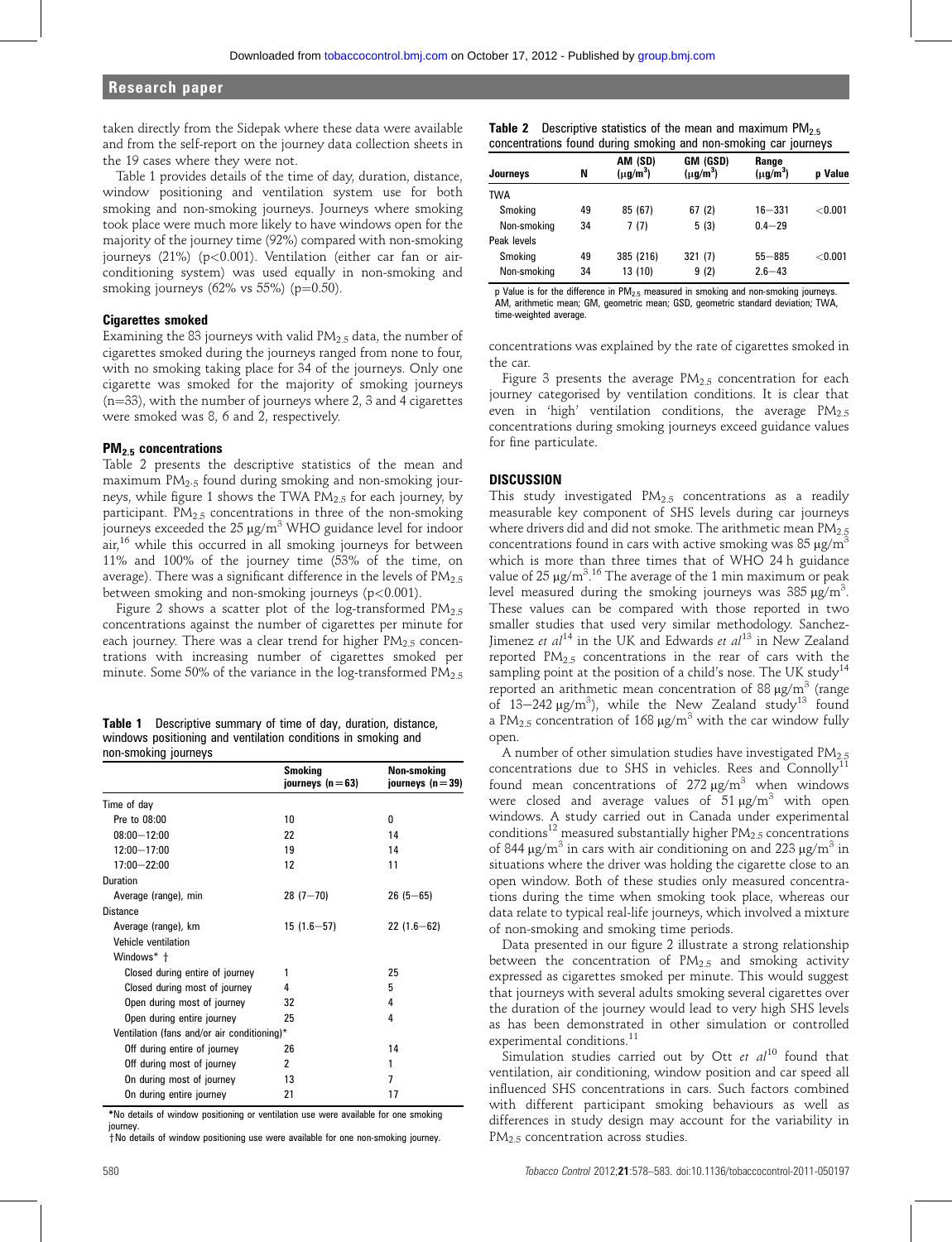taken directly from the Sidepak where these data were available and from the self-report on the journey data collection sheets in the 19 cases where they were not.

Table 1 provides details of the time of day, duration, distance, window positioning and ventilation system use for both smoking and non-smoking journeys. Journeys where smoking took place were much more likely to have windows open for the majority of the journey time (92%) compared with non-smoking journeys (21%) ($p<0.001$). Ventilation (either car fan or air-conditioning system) was used equally in non-smoking and smoking journeys (62% vs 55%) ($p=0.50$).

### Cigarettes smoked

Examining the 83 journeys with valid $PM_{2.5}$ data, the number of cigarettes smoked during the journeys ranged from none to four, with no smoking taking place for 34 of the journeys. Only one cigarette was smoked for the majority of smoking journeys (n=33), with the number of journeys where 2, 3 and 4 cigarettes were smoked was 8, 6 and 2, respectively.

### $PM_{2.5}$ concentrations

Table 2 presents the descriptive statistics of the mean and maximum $PM_{2.5}$ found during smoking and non-smoking journeys, while figure 1 shows the TWA $PM_{2.5}$ for each journey, by participant. $PM_{2.5}$ concentrations in three of the non-smoking journeys exceeded the 25 μg/m$^3$ WHO guidance level for indoor air,[16] while this occurred in all smoking journeys for between 11% and 100% of the journey time (53% of the time, on average). There was a significant difference in the levels of $PM_{2.5}$ between smoking and non-smoking journeys ($p<0.001$).

Figure 2 shows a scatter plot of the log-transformed $PM_{2.5}$ concentrations against the number of cigarettes per minute for each journey. There was a clear trend for higher $PM_{2.5}$ concentrations with increasing number of cigarettes smoked per minute. Some 50% of the variance in the log-transformed $PM_{2.5}$ concentrations was explained by the rate of cigarettes smoked in the car.

Figure 3 presents the average $PM_{2.5}$ concentration for each journey categorised by ventilation conditions. It is clear that even in 'high' ventilation conditions, the average $PM_{2.5}$ concentrations during smoking journeys exceed guidance values for fine particulate.

**Table 1** Descriptive summary of time of day, duration, distance, windows positioning and ventilation conditions in smoking and non-smoking journeys

| | Smoking journeys (n=63) | Non-smoking journeys (n=39) |
|---|---|---|
| Time of day | | |
| Pre to 08:00 | 10 | 0 |
| 08:00–12:00 | 22 | 14 |
| 12:00–17:00 | 19 | 14 |
| 17:00–22:00 | 12 | 11 |
| Duration | | |
| Average (range), min | 28 (7–70) | 26 (5–65) |
| Distance | | |
| Average (range), km | 15 (1.6–57) | 22 (1.6–62) |
| Vehicle ventilation | | |
| Windows* † | | |
| Closed during entire of journey | 1 | 25 |
| Closed during most of journey | 4 | 5 |
| Open during most of journey | 32 | 4 |
| Open during entire journey | 25 | 4 |
| Ventilation (fans and/or air conditioning)* | | |
| Off during entire of journey | 26 | 14 |
| Off during most of journey | 2 | 1 |
| On during most of journey | 13 | 7 |
| On during entire journey | 21 | 17 |

*No details of window positioning or ventilation use were available for one smoking journey.
†No details of window positioning use were available for one non-smoking journey.

**Table 2** Descriptive statistics of the mean and maximum $PM_{2.5}$ concentrations found during smoking and non-smoking car journeys

| Journeys | N | AM (SD) (μg/m$^3$) | GM (GSD) (μg/m$^3$) | Range (μg/m$^3$) | p Value |
|---|---|---|---|---|---|
| TWA | | | | | |
| Smoking | 49 | 85 (67) | 67 (2) | 16–331 | <0.001 |
| Non-smoking | 34 | 7 (7) | 5 (3) | 0.4–29 | |
| Peak levels | | | | | |
| Smoking | 49 | 385 (216) | 321 (7) | 55–885 | <0.001 |
| Non-smoking | 34 | 13 (10) | 9 (2) | 2.6–43 | |

p Value is for the difference in $PM_{2.5}$ measured in smoking and non-smoking journeys. AM, arithmetic mean; GM, geometric mean; GSD, geometric standard deviation; TWA, time-weighted average.

## DISCUSSION

This study investigated $PM_{2.5}$ concentrations as a readily measurable key component of SHS levels during car journeys where drivers did and did not smoke. The arithmetic mean $PM_{2.5}$ concentrations found in cars with active smoking was 85 μg/m$^3$ which is more than three times that of WHO 24 h guidance value of 25 μg/m$^3$.[16] The average of the 1 min maximum or peak level measured during the smoking journeys was 385 μg/m$^3$. These values can be compared with those reported in two smaller studies that used very similar methodology. Sanchez-Jimenez *et al*[14] in the UK and Edwards *et al*[13] in New Zealand reported $PM_{2.5}$ concentrations in the rear of cars with the sampling point at the position of a child's nose. The UK study[14] reported an arithmetic mean concentration of 88 μg/m$^3$ (range of 13–242 μg/m$^3$), while the New Zealand study[13] found a $PM_{2.5}$ concentration of 168 μg/m$^3$ with the car window fully open.

A number of other simulation studies have investigated $PM_{2.5}$ concentrations due to SHS in vehicles. Rees and Connolly[11] found mean concentrations of 272 μg/m$^3$ when windows were closed and average values of 51 μg/m$^3$ with open windows. A study carried out in Canada under experimental conditions[12] measured substantially higher $PM_{2.5}$ concentrations of 844 μg/m$^3$ in cars with air conditioning on and 223 μg/m$^3$ in situations where the driver was holding the cigarette close to an open window. Both of these studies only measured concentrations during the time when smoking took place, whereas our data relate to typical real-life journeys, which involved a mixture of non-smoking and smoking time periods.

Data presented in our figure 2 illustrate a strong relationship between the concentration of $PM_{2.5}$ and smoking activity expressed as cigarettes smoked per minute. This would suggest that journeys with several adults smoking several cigarettes over the duration of the journey would lead to very high SHS levels as has been demonstrated in other simulation or controlled experimental conditions.[11]

Simulation studies carried out by Ott *et al*[10] found that ventilation, air conditioning, window position and car speed all influenced SHS concentrations in cars. Such factors combined with different participant smoking behaviours as well as differences in study design may account for the variability in $PM_{2.5}$ concentration across studies.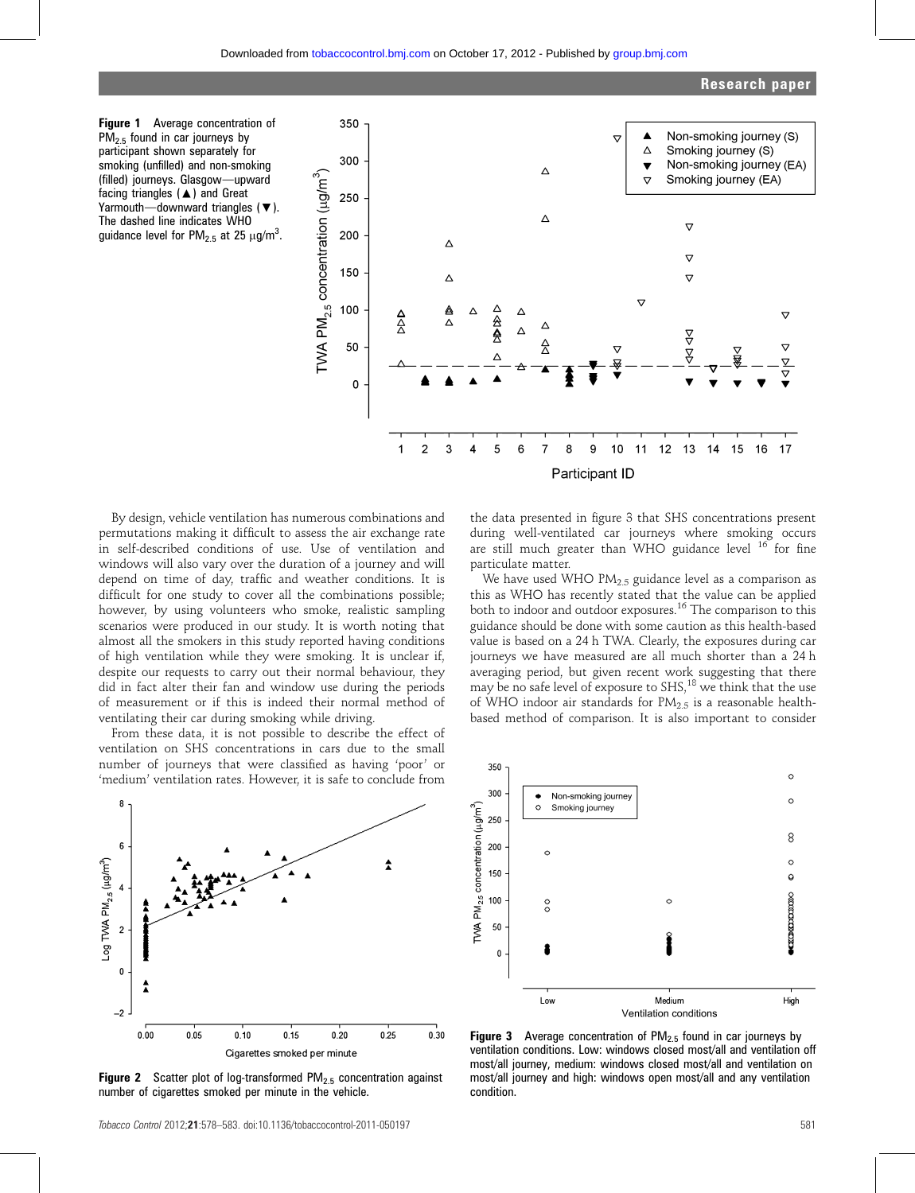**Figure 1** Average concentration of $PM_{2.5}$ found in car journeys by participant shown separately for smoking (unfilled) and non-smoking (filled) journeys. Glasgow—upward facing triangles (▲) and Great Yarmouth—downward triangles (▼). The dashed line indicates WHO guidance level for $PM_{2.5}$ at 25 $\mu g/m^3$.

By design, vehicle ventilation has numerous combinations and permutations making it difficult to assess the air exchange rate in self-described conditions of use. Use of ventilation and windows will also vary over the duration of a journey and will depend on time of day, traffic and weather conditions. It is difficult for one study to cover all the combinations possible; however, by using volunteers who smoke, realistic sampling scenarios were produced in our study. It is worth noting that almost all the smokers in this study reported having conditions of high ventilation while they were smoking. It is unclear if, despite our requests to carry out their normal behaviour, they did in fact alter their fan and window use during the periods of measurement or if this is indeed their normal method of ventilating their car during smoking while driving.

From these data, it is not possible to describe the effect of ventilation on SHS concentrations in cars due to the small number of journeys that were classified as having 'poor' or 'medium' ventilation rates. However, it is safe to conclude from the data presented in figure 3 that SHS concentrations present during well-ventilated car journeys where smoking occurs are still much greater than WHO guidance level [16] for fine particulate matter.

We have used WHO $PM_{2.5}$ guidance level as a comparison as this as WHO has recently stated that the value can be applied both to indoor and outdoor exposures.[16] The comparison to this guidance should be done with some caution as this health-based value is based on a 24 h TWA. Clearly, the exposures during car journeys we have measured are all much shorter than a 24 h averaging period, but given recent work suggesting that there may be no safe level of exposure to SHS,[18] we think that the use of WHO indoor air standards for $PM_{2.5}$ is a reasonable health-based method of comparison. It is also important to consider

**Figure 2** Scatter plot of log-transformed $PM_{2.5}$ concentration against number of cigarettes smoked per minute in the vehicle.

**Figure 3** Average concentration of $PM_{2.5}$ found in car journeys by ventilation conditions. Low: windows closed most/all and ventilation off most/all journey, medium: windows closed most/all and ventilation on most/all journey and high: windows open most/all and any ventilation condition.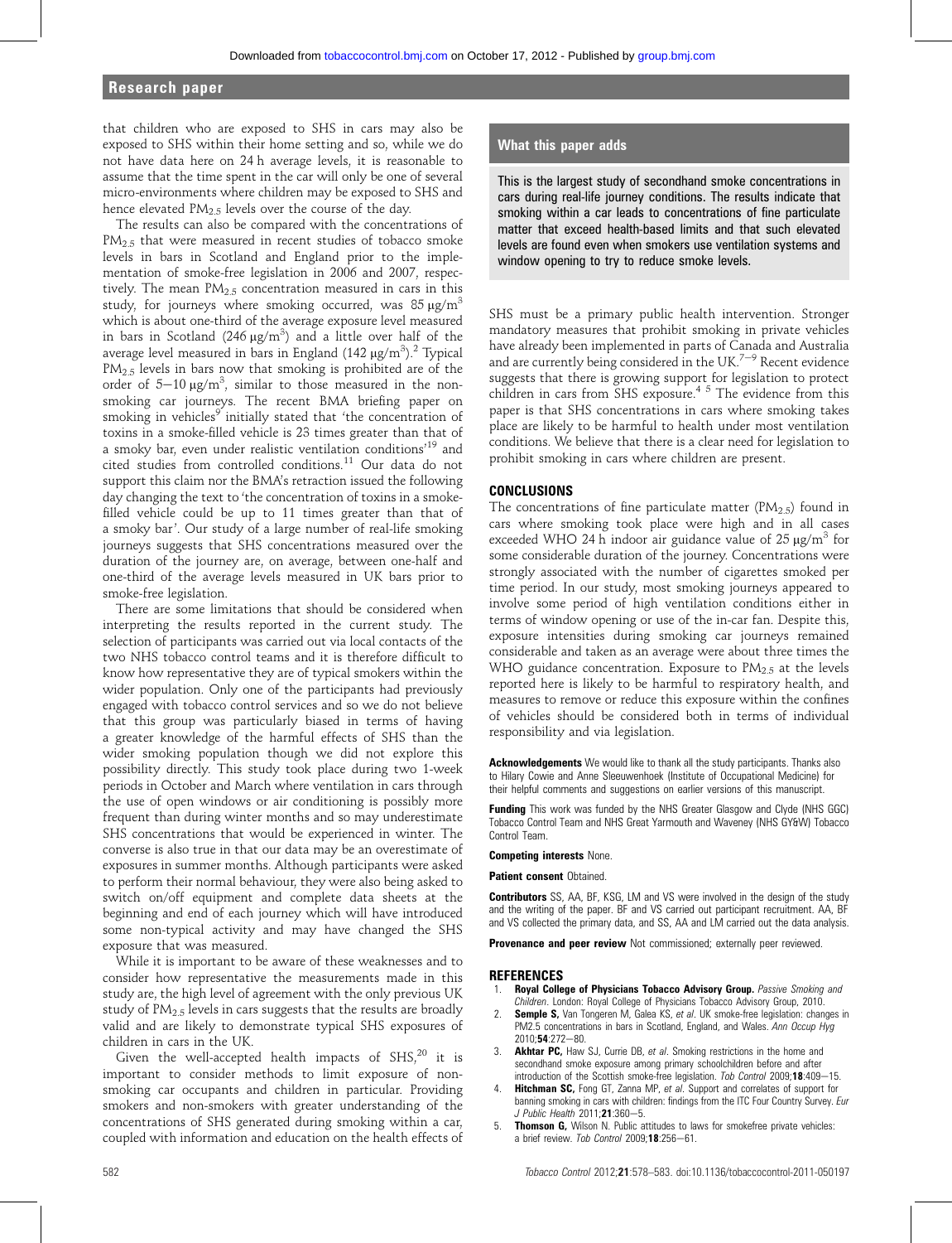that children who are exposed to SHS in cars may also be exposed to SHS within their home setting and so, while we do not have data here on 24 h average levels, it is reasonable to assume that the time spent in the car will only be one of several micro-environments where children may be exposed to SHS and hence elevated $PM_{2.5}$ levels over the course of the day.

The results can also be compared with the concentrations of $PM_{2.5}$ that were measured in recent studies of tobacco smoke levels in bars in Scotland and England prior to the implementation of smoke-free legislation in 2006 and 2007, respectively. The mean $PM_{2.5}$ concentration measured in cars in this study, for journeys where smoking occurred, was 85 $\mu g/m^3$ which is about one-third of the average exposure level measured in bars in Scotland (246 $\mu g/m^3$) and a little over half of the average level measured in bars in England (142 $\mu g/m^3$).[2] Typical $PM_{2.5}$ levels in bars now that smoking is prohibited are of the order of 5–10 $\mu g/m^3$, similar to those measured in the non-smoking car journeys. The recent BMA briefing paper on smoking in vehicles[9] initially stated that 'the concentration of toxins in a smoke-filled vehicle is 23 times greater than that of a smoky bar, even under realistic ventilation conditions'[19] and cited studies from controlled conditions.[11] Our data do not support this claim nor the BMA's retraction issued the following day changing the text to 'the concentration of toxins in a smoke-filled vehicle could be up to 11 times greater than that of a smoky bar'. Our study of a large number of real-life smoking journeys suggests that SHS concentrations measured over the duration of the journey are, on average, between one-half and one-third of the average levels measured in UK bars prior to smoke-free legislation.

There are some limitations that should be considered when interpreting the results reported in the current study. The selection of participants was carried out via local contacts of the two NHS tobacco control teams and it is therefore difficult to know how representative they are of typical smokers within the wider population. Only one of the participants had previously engaged with tobacco control services and so we do not believe that this group was particularly biased in terms of having a greater knowledge of the harmful effects of SHS than the wider smoking population though we did not explore this possibility directly. This study took place during two 1-week periods in October and March where ventilation in cars through the use of open windows or air conditioning is possibly more frequent than during winter months and so may underestimate SHS concentrations that would be experienced in winter. The converse is also true in that our data may be an overestimate of exposures in summer months. Although participants were asked to perform their normal behaviour, they were also being asked to switch on/off equipment and complete data sheets at the beginning and end of each journey which will have introduced some non-typical activity and may have changed the SHS exposure that was measured.

While it is important to be aware of these weaknesses and to consider how representative the measurements made in this study are, the high level of agreement with the only previous UK study of $PM_{2.5}$ levels in cars suggests that the results are broadly valid and are likely to demonstrate typical SHS exposures of children in cars in the UK.

Given the well-accepted health impacts of SHS,[20] it is important to consider methods to limit exposure of non-smoking car occupants and children in particular. Providing smokers and non-smokers with greater understanding of the concentrations of SHS generated during smoking within a car, coupled with information and education on the health effects of SHS must be a primary public health intervention. Stronger mandatory measures that prohibit smoking in private vehicles have already been implemented in parts of Canada and Australia and are currently being considered in the UK.[7–9] Recent evidence suggests that there is growing support for legislation to protect children in cars from SHS exposure.[4 5] The evidence from this paper is that SHS concentrations in cars where smoking takes place are likely to be harmful to health under most ventilation conditions. We believe that there is a clear need for legislation to prohibit smoking in cars where children are present.

> **What this paper adds**
>
> This is the largest study of secondhand smoke concentrations in cars during real-life journey conditions. The results indicate that smoking within a car leads to concentrations of fine particulate matter that exceed health-based limits and that such elevated levels are found even when smokers use ventilation systems and window opening to try to reduce smoke levels.

## CONCLUSIONS

The concentrations of fine particulate matter ($PM_{2.5}$) found in cars where smoking took place were high and in all cases exceeded WHO 24 h indoor air guidance value of 25 $\mu g/m^3$ for some considerable duration of the journey. Concentrations were strongly associated with the number of cigarettes smoked per time period. In our study, most smoking journeys appeared to involve some period of high ventilation conditions either in terms of window opening or use of the in-car fan. Despite this, exposure intensities during smoking car journeys remained considerable and taken as an average were about three times the WHO guidance concentration. Exposure to $PM_{2.5}$ at the levels reported here is likely to be harmful to respiratory health, and measures to remove or reduce this exposure within the confines of vehicles should be considered both in terms of individual responsibility and via legislation.

**Acknowledgements** We would like to thank all the study participants. Thanks also to Hilary Cowie and Anne Sleeuwenhoek (Institute of Occupational Medicine) for their helpful comments and suggestions on earlier versions of this manuscript.

**Funding** This work was funded by the NHS Greater Glasgow and Clyde (NHS GGC) Tobacco Control Team and NHS Great Yarmouth and Waveney (NHS GY&W) Tobacco Control Team.

**Competing interests** None.

**Patient consent** Obtained.

**Contributors** SS, AA, BF, KSG, LM and VS were involved in the design of the study and the writing of the paper. BF and VS carried out participant recruitment. AA, BF and VS collected the primary data, and SS, AA and LM carried out the data analysis.

**Provenance and peer review** Not commissioned; externally peer reviewed.

## REFERENCES

1. **Royal College of Physicians Tobacco Advisory Group.** *Passive Smoking and Children*. London: Royal College of Physicians Tobacco Advisory Group, 2010.
2. **Semple S,** Van Tongeren M, Galea KS, *et al*. UK smoke-free legislation: changes in PM2.5 concentrations in bars in Scotland, England, and Wales. *Ann Occup Hyg* 2010;**54**:272–80.
3. **Akhtar PC,** Haw SJ, Currie DB, *et al*. Smoking restrictions in the home and secondhand smoke exposure among primary schoolchildren before and after introduction of the Scottish smoke-free legislation. *Tob Control* 2009;**18**:409–15.
4. **Hitchman SC,** Fong GT, Zanna MP, *et al*. Support and correlates of support for banning smoking in cars with children: findings from the ITC Four Country Survey. *Eur J Public Health* 2011;**21**:360–5.
5. **Thomson G,** Wilson N. Public attitudes to laws for smokefree private vehicles: a brief review. *Tob Control* 2009;**18**:256–61.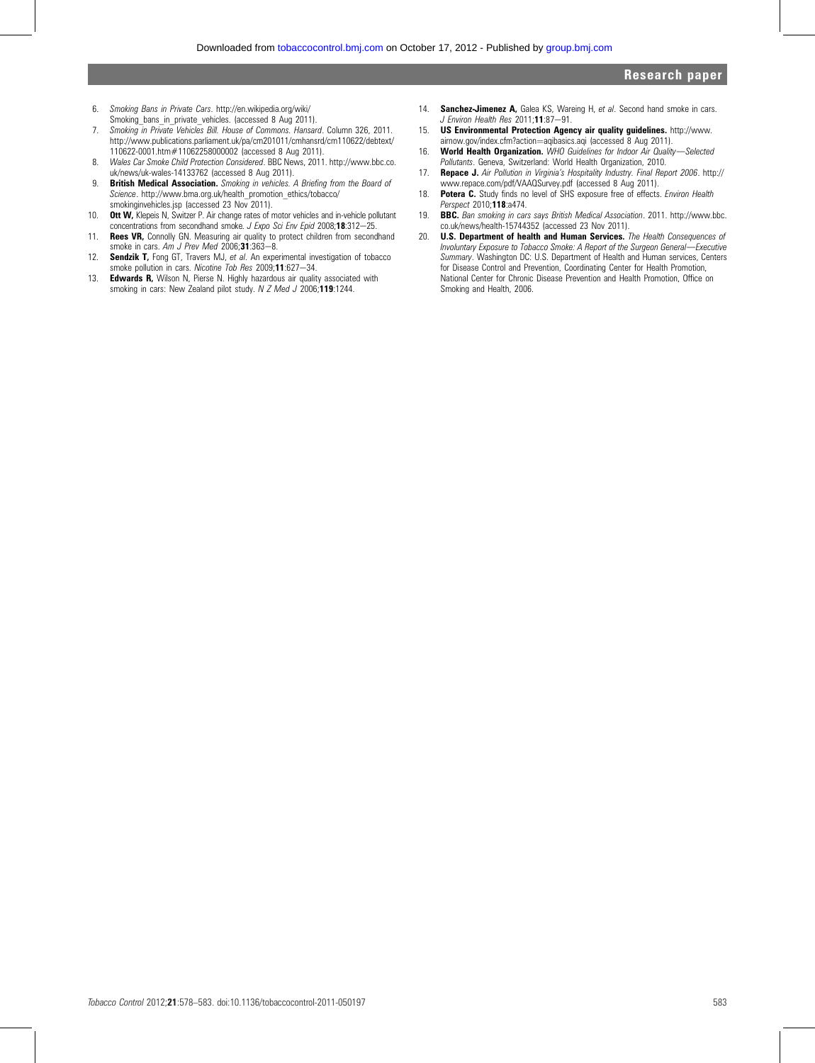6. *Smoking Bans in Private Cars*. http://en.wikipedia.org/wiki/Smoking_bans_in_private_vehicles. (accessed 8 Aug 2011).
7. *Smoking in Private Vehicles Bill. House of Commons. Hansard*. Column 326, 2011. http://www.publications.parliament.uk/pa/cm201011/cmhansrd/cm110622/debtext/110622-0001.htm#11062258000002 (accessed 8 Aug 2011).
8. *Wales Car Smoke Child Protection Considered*. BBC News, 2011. http://www.bbc.co.uk/news/uk-wales-14133762 (accessed 8 Aug 2011).
9. **British Medical Association.** *Smoking in vehicles. A Briefing from the Board of Science*. http://www.bma.org.uk/health_promotion_ethics/tobacco/smokinginvehicles.jsp (accessed 23 Nov 2011).
10. **Ott W,** Klepeis N, Switzer P. Air change rates of motor vehicles and in-vehicle pollutant concentrations from secondhand smoke. *J Expo Sci Env Epid* 2008;**18**:312–25.
11. **Rees VR,** Connolly GN. Measuring air quality to protect children from secondhand smoke in cars. *Am J Prev Med* 2006;**31**:363–8.
12. **Sendzik T,** Fong GT, Travers MJ, *et al*. An experimental investigation of tobacco smoke pollution in cars. *Nicotine Tob Res* 2009;**11**:627–34.
13. **Edwards R,** Wilson N, Pierse N. Highly hazardous air quality associated with smoking in cars: New Zealand pilot study. *N Z Med J* 2006;**119**:1244.
14. **Sanchez-Jimenez A,** Galea KS, Wareing H, *et al*. Second hand smoke in cars. *J Environ Health Res* 2011;**11**:87–91.
15. **US Environmental Protection Agency air quality guidelines.** http://www.airnow.gov/index.cfm?action=aqibasics.aqi (accessed 8 Aug 2011).
16. **World Health Organization.** *WHO Guidelines for Indoor Air Quality—Selected Pollutants*. Geneva, Switzerland: World Health Organization, 2010.
17. **Repace J.** *Air Pollution in Virginia's Hospitality Industry. Final Report 2006*. http://www.repace.com/pdf/VAAQSurvey.pdf (accessed 8 Aug 2011).
18. **Potera C.** Study finds no level of SHS exposure free of effects. *Environ Health Perspect* 2010;**118**:a474.
19. **BBC.** *Ban smoking in cars says British Medical Association*. 2011. http://www.bbc.co.uk/news/health-15744352 (accessed 23 Nov 2011).
20. **U.S. Department of health and Human Services.** *The Health Consequences of Involuntary Exposure to Tobacco Smoke: A Report of the Surgeon General—Executive Summary*. Washington DC: U.S. Department of Health and Human services, Centers for Disease Control and Prevention, Coordinating Center for Health Promotion, National Center for Chronic Disease Prevention and Health Promotion, Office on Smoking and Health, 2006.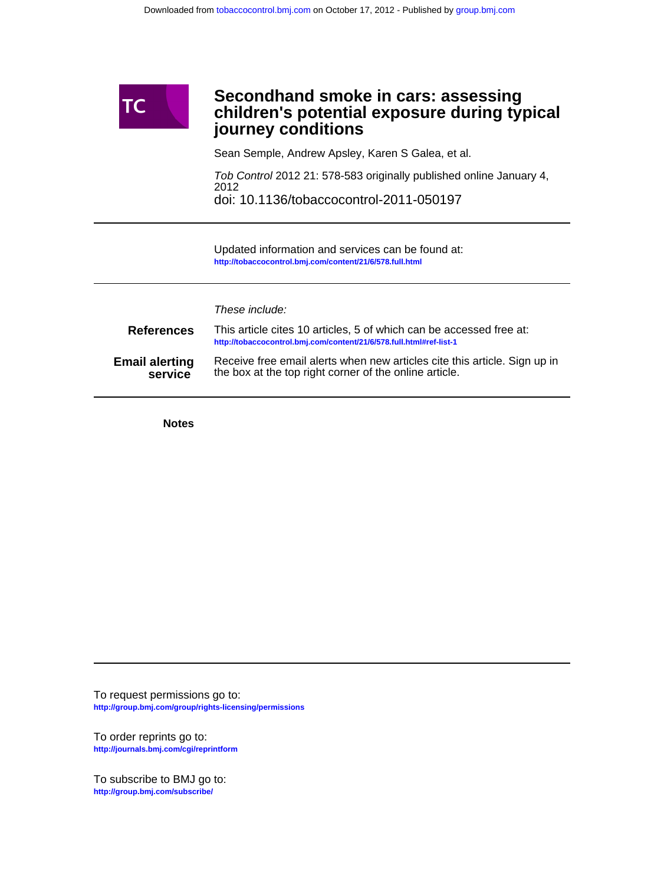# Secondhand smoke in cars: assessing children's potential exposure during typical journey conditions

Sean Semple, Andrew Apsley, Karen S Galea, et al.

*Tob Control* 2012 21: 578-583 originally published online January 4, 2012
doi: 10.1136/tobaccocontrol-2011-050197

---

Updated information and services can be found at:
**http://tobaccocontrol.bmj.com/content/21/6/578.full.html**

---

*These include:*

**References** This article cites 10 articles, 5 of which can be accessed free at:
**http://tobaccocontrol.bmj.com/content/21/6/578.full.html#ref-list-1**

**Email alerting service** Receive free email alerts when new articles cite this article. Sign up in the box at the top right corner of the online article.

---

**Notes**

---

To request permissions go to:
**http://group.bmj.com/group/rights-licensing/permissions**

To order reprints go to:
**http://journals.bmj.com/cgi/reprintform**

To subscribe to BMJ go to:
**http://group.bmj.com/subscribe/**